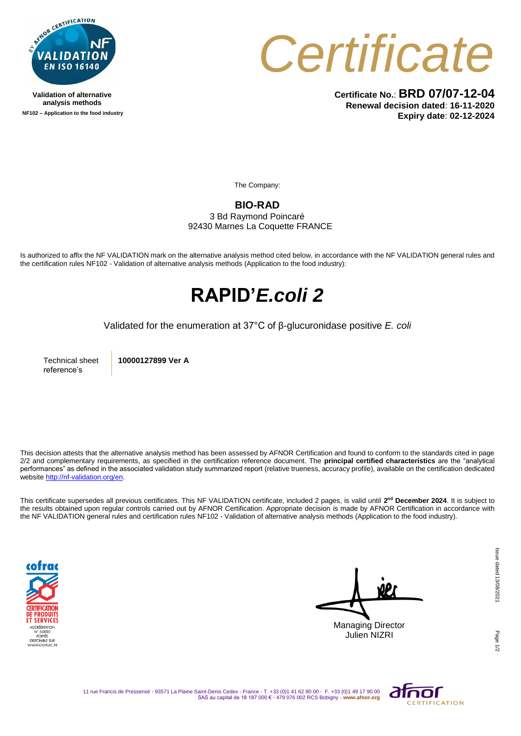Validation of alternative analysis methods

NF102 – Application to the food industry

# Certificate

**Certificate No.**: **BRD 07/07-12-04**
**Renewal decision dated**: **16-11-2020**
**Expiry date**: **02-12-2024**

The Company:

**BIO-RAD**
3 Bd Raymond Poincaré
92430 Marnes La Coquette FRANCE

Is authorized to affix the NF VALIDATION mark on the alternative analysis method cited below, in accordance with the NF VALIDATION general rules and the certification rules NF102 - Validation of alternative analysis methods (Application to the food industry):

# RAPID'*E.coli 2*

Validated for the enumeration at 37°C of β-glucuronidase positive *E. coli*

| Technical sheet reference's | **10000127899 Ver A** |
| --- | --- |

This decision attests that the alternative analysis method has been assessed by AFNOR Certification and found to conform to the standards cited in page 2/2 and complementary requirements, as specified in the certification reference document. The **principal certified characteristics** are the "analytical performances" as defined in the associated validation study summarized report (relative trueness, accuracy profile), available on the certification dedicated website http://nf-validation.org/en.

This certificate supersedes all previous certificates. This NF VALIDATION certificate, included 2 pages, is valid until **2nd December 2024**. It is subject to the results obtained upon regular controls carried out by AFNOR Certification. Appropriate decision is made by AFNOR Certification in accordance with the NF VALIDATION general rules and certification rules NF102 - Validation of alternative analysis methods (Application to the food industry).

cofrac CERTIFICATION DE PRODUITS ET SERVICES – ACCRÉDITATION N° 5-0030 PORTÉE DISPONIBLE SUR WWW.COFRAC.FR

Managing Director
Julien NIZRI

Issue dated 13/08/2021

11 rue Francis de Pressensé - 93571 La Plaine Saint-Denis Cedex - France - T. +33 (0)1 41 62 80 00 - F. +33 (0)1 49 17 90 00
SAS au capital de 18 187 000 € - 479 076 002 RCS Bobigny - **www.afnor.org**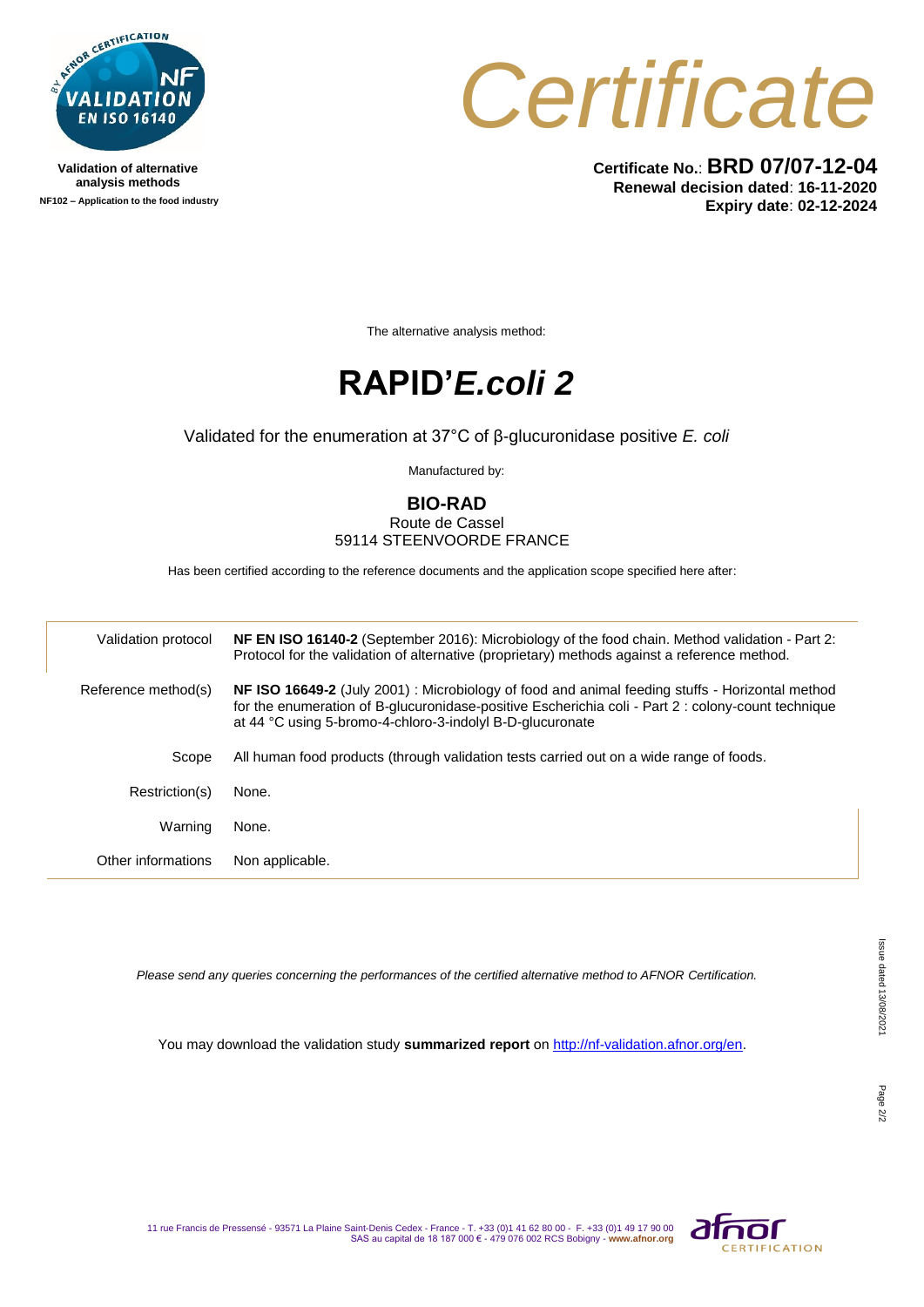Validation of alternative analysis methods

NF102 – Application to the food industry

# Certificate

**Certificate No.**: **BRD 07/07-12-04**
**Renewal decision dated**: **16-11-2020**
**Expiry date**: **02-12-2024**

The alternative analysis method:

# RAPID'*E.coli 2*

Validated for the enumeration at 37°C of β-glucuronidase positive *E. coli*

Manufactured by:

**BIO-RAD**
Route de Cassel
59114 STEENVOORDE FRANCE

Has been certified according to the reference documents and the application scope specified here after:

| | |
|---|---|
| Validation protocol | **NF EN ISO 16140-2** (September 2016): Microbiology of the food chain. Method validation - Part 2: Protocol for the validation of alternative (proprietary) methods against a reference method. |
| Reference method(s) | **NF ISO 16649-2** (July 2001) : Microbiology of food and animal feeding stuffs - Horizontal method for the enumeration of B-glucuronidase-positive Escherichia coli - Part 2 : colony-count technique at 44 °C using 5-bromo-4-chloro-3-indolyl B-D-glucuronate |
| Scope | All human food products (through validation tests carried out on a wide range of foods. |
| Restriction(s) | None. |
| Warning | None. |
| Other informations | Non applicable. |

*Please send any queries concerning the performances of the certified alternative method to AFNOR Certification.*

You may download the validation study **summarized report** on http://nf-validation.afnor.org/en.

Issue dated 13/08/2021

11 rue Francis de Pressensé - 93571 La Plaine Saint-Denis Cedex - France - T. +33 (0)1 41 62 80 00 - F. +33 (0)1 49 17 90 00
SAS au capital de 18 187 000 € - 479 076 002 RCS Bobigny - **www.afnor.org**